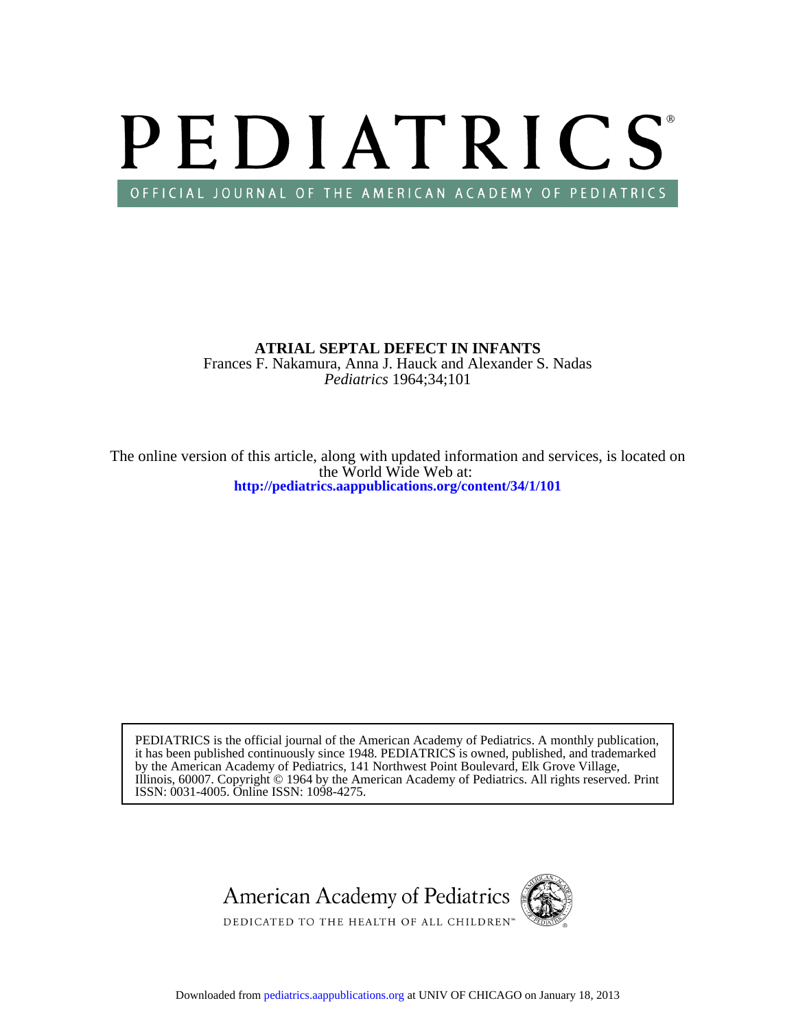# PEDIATRICS®

OFFICIAL JOURNAL OF THE AMERICAN ACADEMY OF PEDIATRICS

**ATRIAL SEPTAL DEFECT IN INFANTS**

Frances F. Nakamura, Anna J. Hauck and Alexander S. Nadas

*Pediatrics* 1964;34;101

The online version of this article, along with updated information and services, is located on the World Wide Web at:

**http://pediatrics.aappublications.org/content/34/1/101**

PEDIATRICS is the official journal of the American Academy of Pediatrics. A monthly publication, it has been published continuously since 1948. PEDIATRICS is owned, published, and trademarked by the American Academy of Pediatrics, 141 Northwest Point Boulevard, Elk Grove Village, Illinois, 60007. Copyright © 1964 by the American Academy of Pediatrics. All rights reserved. Print ISSN: 0031-4005. Online ISSN: 1098-4275.

American Academy of Pediatrics

DEDICATED TO THE HEALTH OF ALL CHILDREN™

Downloaded from pediatrics.aappublications.org at UNIV OF CHICAGO on January 18, 2013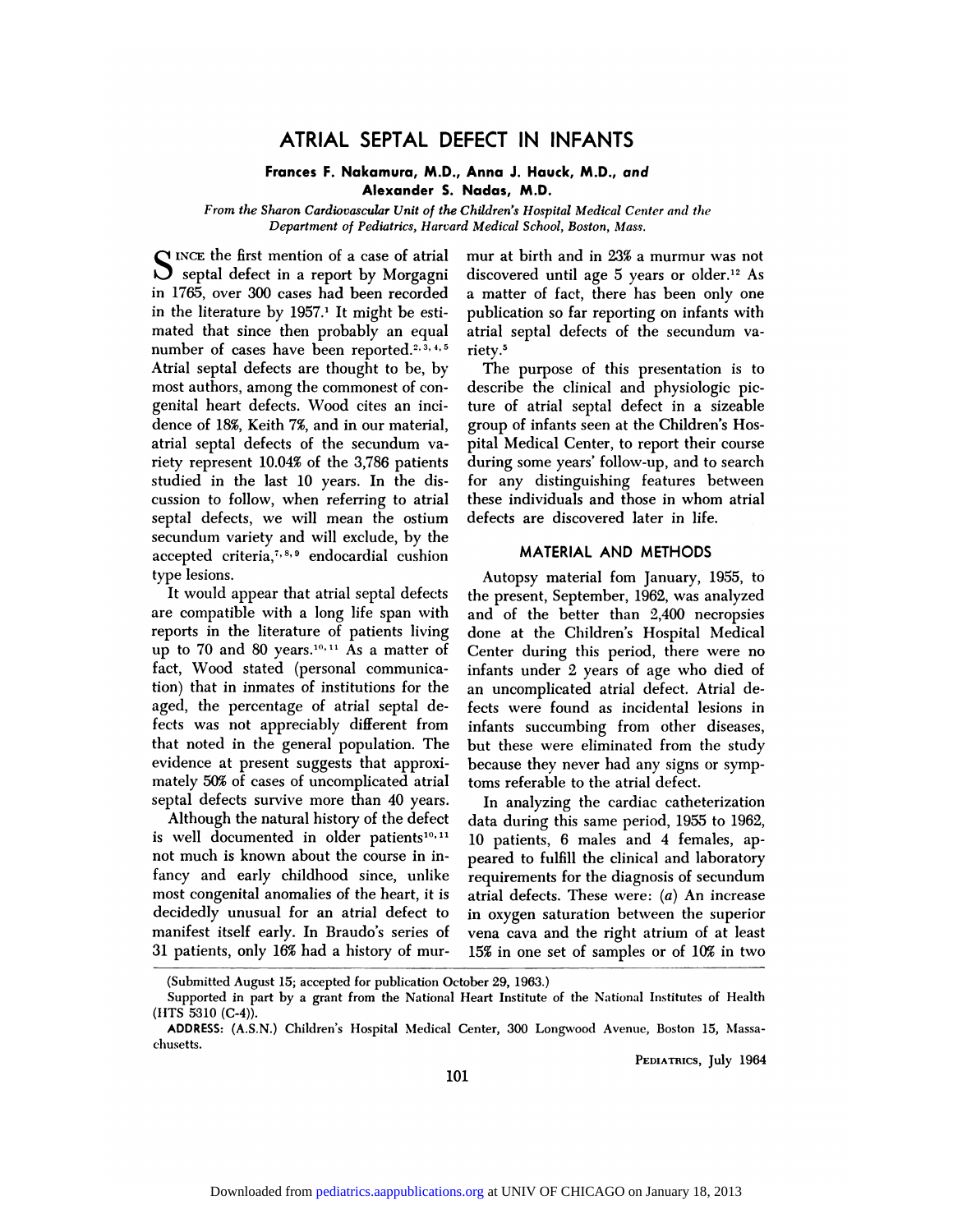# ATRIAL SEPTAL DEFECT IN INFANTS

**Frances F. Nakamura, M.D., Anna J. Hauck, M.D., *and* Alexander S. Nadas, M.D.**

*From the Sharon Cardiovascular Unit of the Children's Hospital Medical Center and the Department of Pediatrics, Harvard Medical School, Boston, Mass.*

SINCE the first mention of a case of atrial septal defect in a report by Morgagni in 1765, over 300 cases had been recorded in the literature by 1957.[1] It might be estimated that since then probably an equal number of cases have been reported.[2,3,4,5] Atrial septal defects are thought to be, by most authors, among the commonest of congenital heart defects. Wood cites an incidence of 18%, Keith 7%, and in our material, atrial septal defects of the secundum variety represent 10.04% of the 3,786 patients studied in the last 10 years. In the discussion to follow, when referring to atrial septal defects, we will mean the ostium secundum variety and will exclude, by the accepted criteria,[7,8,9] endocardial cushion type lesions.

It would appear that atrial septal defects are compatible with a long life span with reports in the literature of patients living up to 70 and 80 years.[10,11] As a matter of fact, Wood stated (personal communication) that in inmates of institutions for the aged, the percentage of atrial septal defects was not appreciably different from that noted in the general population. The evidence at present suggests that approximately 50% of cases of uncomplicated atrial septal defects survive more than 40 years.

Although the natural history of the defect is well documented in older patients[10,11] not much is known about the course in infancy and early childhood since, unlike most congenital anomalies of the heart, it is decidedly unusual for an atrial defect to manifest itself early. In Braudo's series of 31 patients, only 16% had a history of murmur at birth and in 23% a murmur was not discovered until age 5 years or older.[12] As a matter of fact, there has been only one publication so far reporting on infants with atrial septal defects of the secundum variety.[5]

The purpose of this presentation is to describe the clinical and physiologic picture of atrial septal defect in a sizeable group of infants seen at the Children's Hospital Medical Center, to report their course during some years' follow-up, and to search for any distinguishing features between these individuals and those in whom atrial defects are discovered later in life.

## MATERIAL AND METHODS

Autopsy material fom January, 1955, to the present, September, 1962, was analyzed and of the better than 2,400 necropsies done at the Children's Hospital Medical Center during this period, there were no infants under 2 years of age who died of an uncomplicated atrial defect. Atrial defects were found as incidental lesions in infants succumbing from other diseases, but these were eliminated from the study because they never had any signs or symptoms referable to the atrial defect.

In analyzing the cardiac catheterization data during this same period, 1955 to 1962, 10 patients, 6 males and 4 females, appeared to fulfill the clinical and laboratory requirements for the diagnosis of secundum atrial defects. These were: (*a*) An increase in oxygen saturation between the superior vena cava and the right atrium of at least 15% in one set of samples or of 10% in two

(Submitted August 15; accepted for publication October 29, 1963.)

Supported in part by a grant from the National Heart Institute of the National Institutes of Health (HTS 5310 (C-4)).

ADDRESS: (A.S.N.) Children's Hospital Medical Center, 300 Longwood Avenue, Boston 15, Massachusetts.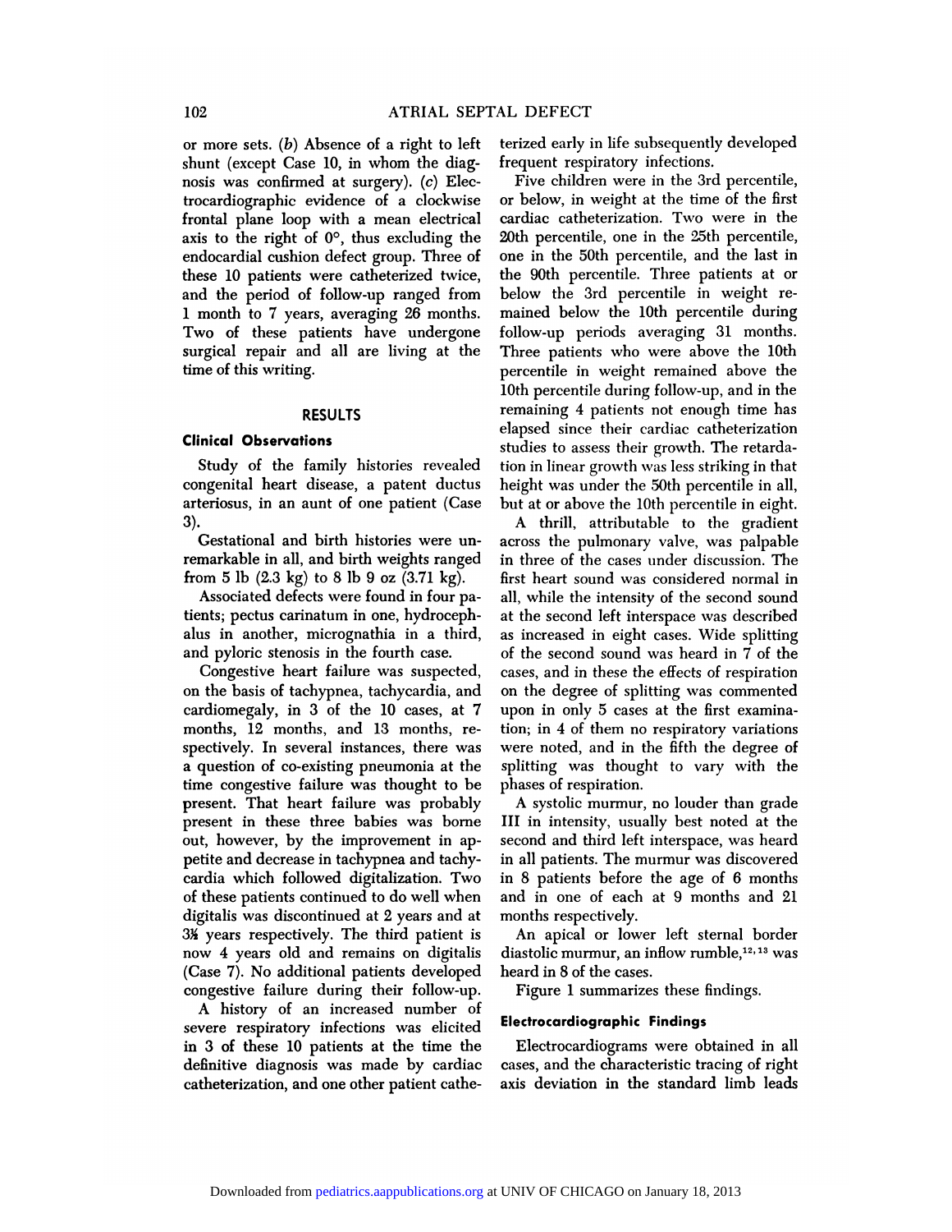or more sets. (*b*) Absence of a right to left shunt (except Case 10, in whom the diagnosis was confirmed at surgery). (*c*) Electrocardiographic evidence of a clockwise frontal plane loop with a mean electrical axis to the right of 0°, thus excluding the endocardial cushion defect group. Three of these 10 patients were catheterized twice, and the period of follow-up ranged from 1 month to 7 years, averaging 26 months. Two of these patients have undergone surgical repair and all are living at the time of this writing.

## RESULTS

### Clinical Observations

Study of the family histories revealed congenital heart disease, a patent ductus arteriosus, in an aunt of one patient (Case 3).

Gestational and birth histories were unremarkable in all, and birth weights ranged from 5 lb (2.3 kg) to 8 lb 9 oz (3.71 kg).

Associated defects were found in four patients; pectus carinatum in one, hydrocephalus in another, micrognathia in a third, and pyloric stenosis in the fourth case.

Congestive heart failure was suspected, on the basis of tachypnea, tachycardia, and cardiomegaly, in 3 of the 10 cases, at 7 months, 12 months, and 13 months, respectively. In several instances, there was a question of co-existing pneumonia at the time congestive failure was thought to be present. That heart failure was probably present in these three babies was borne out, however, by the improvement in appetite and decrease in tachypnea and tachycardia which followed digitalization. Two of these patients continued to do well when digitalis was discontinued at 2 years and at 3½ years respectively. The third patient is now 4 years old and remains on digitalis (Case 7). No additional patients developed congestive failure during their follow-up.

A history of an increased number of severe respiratory infections was elicited in 3 of these 10 patients at the time the definitive diagnosis was made by cardiac catheterization, and one other patient catheterized early in life subsequently developed frequent respiratory infections.

Five children were in the 3rd percentile, or below, in weight at the time of the first cardiac catheterization. Two were in the 20th percentile, one in the 25th percentile, one in the 50th percentile, and the last in the 90th percentile. Three patients at or below the 3rd percentile in weight remained below the 10th percentile during follow-up periods averaging 31 months. Three patients who were above the 10th percentile in weight remained above the 10th percentile during follow-up, and in the remaining 4 patients not enough time has elapsed since their cardiac catheterization studies to assess their growth. The retardation in linear growth was less striking in that height was under the 50th percentile in all, but at or above the 10th percentile in eight.

A thrill, attributable to the gradient across the pulmonary valve, was palpable in three of the cases under discussion. The first heart sound was considered normal in all, while the intensity of the second sound at the second left interspace was described as increased in eight cases. Wide splitting of the second sound was heard in 7 of the cases, and in these the effects of respiration on the degree of splitting was commented upon in only 5 cases at the first examination; in 4 of them no respiratory variations were noted, and in the fifth the degree of splitting was thought to vary with the phases of respiration.

A systolic murmur, no louder than grade III in intensity, usually best noted at the second and third left interspace, was heard in all patients. The murmur was discovered in 8 patients before the age of 6 months and in one of each at 9 months and 21 months respectively.

An apical or lower left sternal border diastolic murmur, an inflow rumble,[12,13] was heard in 8 of the cases.

Figure 1 summarizes these findings.

### Electrocardiographic Findings

Electrocardiograms were obtained in all cases, and the characteristic tracing of right axis deviation in the standard limb leads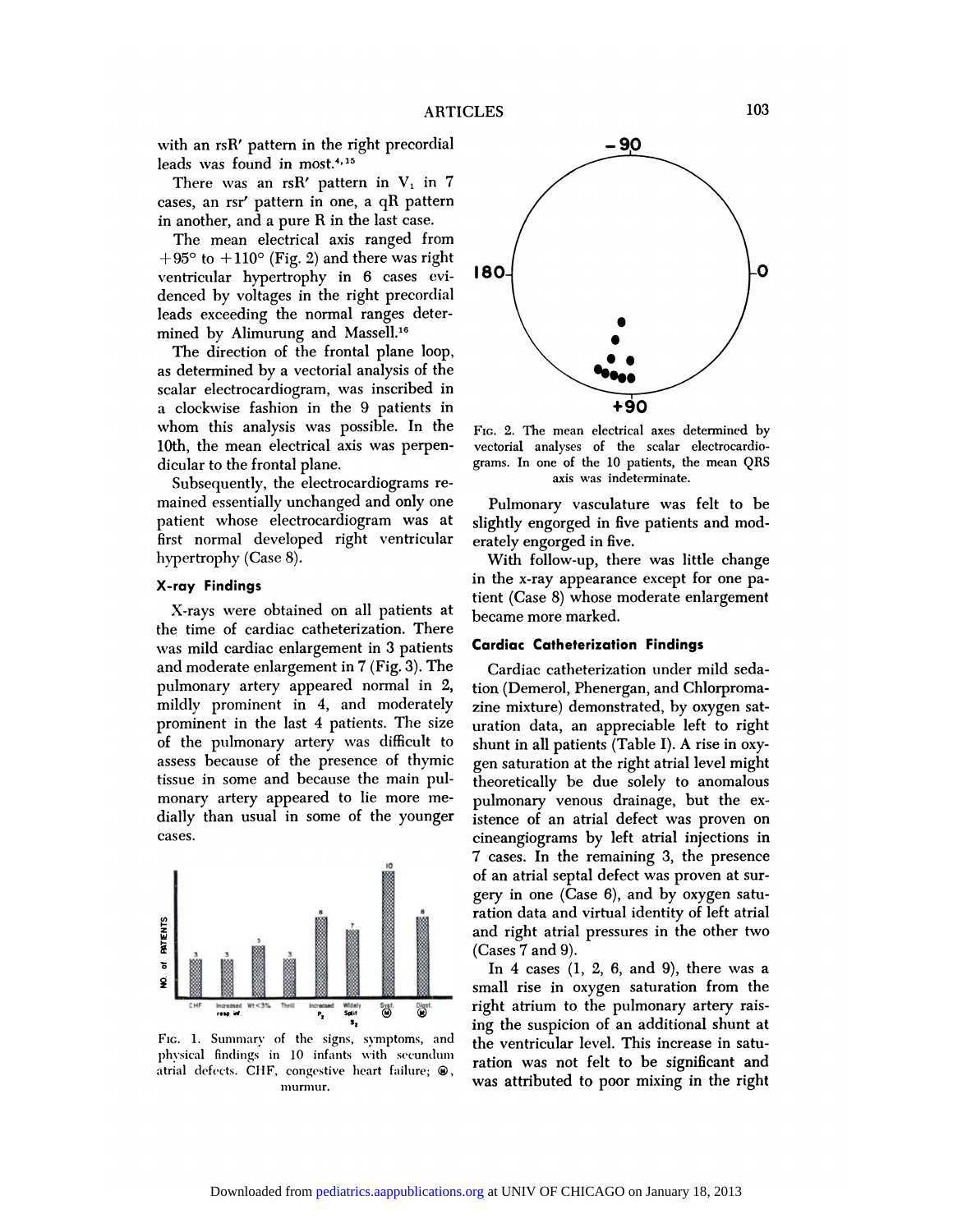with an rsR′ pattern in the right precordial leads was found in most.[4,15]

There was an rsR′ pattern in $V_1$ in 7 cases, an rsr′ pattern in one, a qR pattern in another, and a pure R in the last case.

The mean electrical axis ranged from +95° to +110° (Fig. 2) and there was right ventricular hypertrophy in 6 cases evidenced by voltages in the right precordial leads exceeding the normal ranges determined by Alimurung and Massell.[16]

The direction of the frontal plane loop, as determined by a vectorial analysis of the scalar electrocardiogram, was inscribed in a clockwise fashion in the 9 patients in whom this analysis was possible. In the 10th, the mean electrical axis was perpendicular to the frontal plane.

Subsequently, the electrocardiograms remained essentially unchanged and only one patient whose electrocardiogram was at first normal developed right ventricular hypertrophy (Case 8).

### X-ray Findings

X-rays were obtained on all patients at the time of cardiac catheterization. There was mild cardiac enlargement in 3 patients and moderate enlargement in 7 (Fig. 3). The pulmonary artery appeared normal in 2, mildly prominent in 4, and moderately prominent in the last 4 patients. The size of the pulmonary artery was difficult to assess because of the presence of thymic tissue in some and because the main pulmonary artery appeared to lie more medially than usual in some of the younger cases.

FIG. 1. Summary of the signs, symptoms, and physical findings in 10 infants with secundum atrial defects. CHF, congestive heart failure; Ⓜ, murmur.

FIG. 2. The mean electrical axes determined by vectorial analyses of the scalar electrocardiograms. In one of the 10 patients, the mean QRS axis was indeterminate.

Pulmonary vasculature was felt to be slightly engorged in five patients and moderately engorged in five.

With follow-up, there was little change in the x-ray appearance except for one patient (Case 8) whose moderate enlargement became more marked.

### Cardiac Catheterization Findings

Cardiac catheterization under mild sedation (Demerol, Phenergan, and Chlorpromazine mixture) demonstrated, by oxygen saturation data, an appreciable left to right shunt in all patients (Table I). A rise in oxygen saturation at the right atrial level might theoretically be due solely to anomalous pulmonary venous drainage, but the existence of an atrial defect was proven on cineangiograms by left atrial injections in 7 cases. In the remaining 3, the presence of an atrial septal defect was proven at surgery in one (Case 6), and by oxygen saturation data and virtual identity of left atrial and right atrial pressures in the other two (Cases 7 and 9).

In 4 cases (1, 2, 6, and 9), there was a small rise in oxygen saturation from the right atrium to the pulmonary artery raising the suspicion of an additional shunt at the ventricular level. This increase in saturation was not felt to be significant and was attributed to poor mixing in the right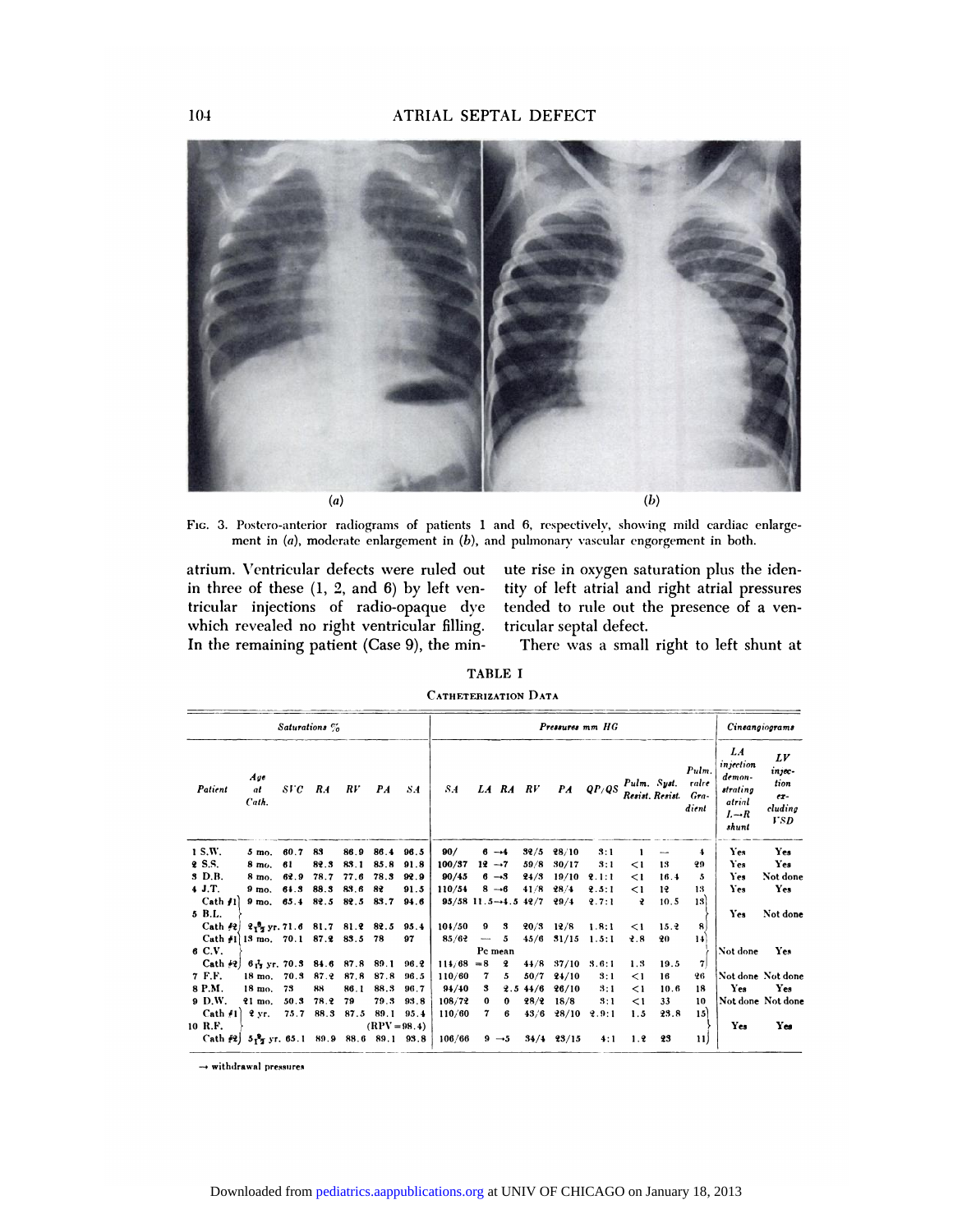Fig. 3. Postero-anterior radiograms of patients 1 and 6, respectively, showing mild cardiac enlargement in (a), moderate enlargement in (b), and pulmonary vascular engorgement in both.

atrium. Ventricular defects were ruled out in three of these (1, 2, and 6) by left ventricular injections of radio-opaque dye which revealed no right ventricular filling. In the remaining patient (Case 9), the minute rise in oxygen saturation plus the identity of left atrial and right atrial pressures tended to rule out the presence of a ventricular septal defect.

There was a small right to left shunt at

**TABLE I**

**Catheterization Data**

| | | *Saturations %* | | | | | *Pressures mm HG* | | | | | | | | | *Cineangiograms* | |
|---|---|---|---|---|---|---|---|---|---|---|---|---|---|---|---|---|---|
| *Patient* | *Age at Cath.* | *SVC* | *RA* | *RV* | *PA* | *SA* | *SA* | *LA* | *RA* | *RV* | *PA* | *QP/QS* | *Pulm. Resist.* | *Syst. Resist.* | *Pulm. valve Gradient* | *LA injection demonstrating atrial L→R shunt* | *LV injection excluding VSD* |
| 1 S.W. | 5 mo. | 60.7 | 83 | 86.9 | 86.4 | 96.5 | 90/ | 6 | →4 | 32/5 | 28/10 | 3:1 | 1 | — | 4 | Yes | Yes |
| 2 S.S. | 8 mo. | 61 | 82.3 | 83.1 | 85.8 | 91.8 | 100/37 | 12 | →7 | 59/8 | 30/17 | 3:1 | <1 | 13 | 20 | Yes | Yes |
| 3 D.B. | 8 mo. | 62.9 | 78.7 | 77.6 | 78.3 | 92.9 | 90/45 | 6 | →3 | 24/3 | 19/10 | 2.1:1 | <1 | 16.4 | 5 | Yes | Not done |
| 4 J.T. | 9 mo. | 64.3 | 88.3 | 83.6 | 82 | 91.5 | 110/54 | 8 | →6 | 41/8 | 28/4 | 2.5:1 | <1 | 12 | 13 | Yes | Yes |
| 5 B.L. Cath #1 | 9 mo. | 65.4 | 82.5 | 82.5 | 83.7 | 94.6 | 95/58 | 11.5 | →4.5 | 42/7 | 29/4 | 2.7:1 | 2 | 10.5 | 13 | Yes | Not done |
| Cath #2 | 2 8/12 yr. | 71.6 | 81.7 | 81.2 | 82.5 | 95.4 | 104/50 | 9 | 3 | 20/3 | 12/8 | 1.8:1 | <1 | 15.2 | 8 | | |
| 6 C.V. Cath #1 | 13 mo. | 70.1 | 87.2 | 83.5 | 78 | 97 | 85/62 | — | 5 | 45/6 | 31/15 | 1.5:1 | 2.8 | 20 | 14 | Not done | Yes |
| Cath #2 | 6 7/12 yr. | 70.3 | 84.6 | 87.8 | 89.1 | 96.2 | 114/68 | Pc mean =8 | 2 | 44/8 | 37/10 | 3.6:1 | 1.3 | 19.5 | 7 | | |
| 7 F.F. | 18 mo. | 70.3 | 87.2 | 87.8 | 87.8 | 96.5 | 110/60 | 7 | 5 | 50/7 | 24/10 | 3:1 | <1 | 16 | 26 | Not done | Not done |
| 8 P.M. | 18 mo. | 73 | 88 | 86.1 | 88.3 | 96.7 | 94/40 | 3 | 2.5 | 44/6 | 26/10 | 3:1 | <1 | 10.6 | 18 | Yes | Yes |
| 9 D.W. | 21 mo. | 50.3 | 78.2 | 79 | 79.3 | 93.8 | 108/72 | 0 | 0 | 28/2 | 18/8 | 3:1 | <1 | 33 | 10 | Not done | Not done |
| 10 R.F. Cath #1 | 2 yr. | 75.7 | 88.3 | 87.5 | 89.1 (RPV = 98.4) | 95.4 | 110/60 | 7 | 6 | 43/6 | 28/10 | 2.9:1 | 1.5 | 23.8 | 15 | Yes | Yes |
| Cath #2 | 5 8/12 yr. | 65.1 | 89.9 | 88.6 | 89.1 | 93.8 | 106/66 | 9 | →5 | 34/4 | 23/15 | 4:1 | 1.2 | 23 | 11 | | |

→ withdrawal pressures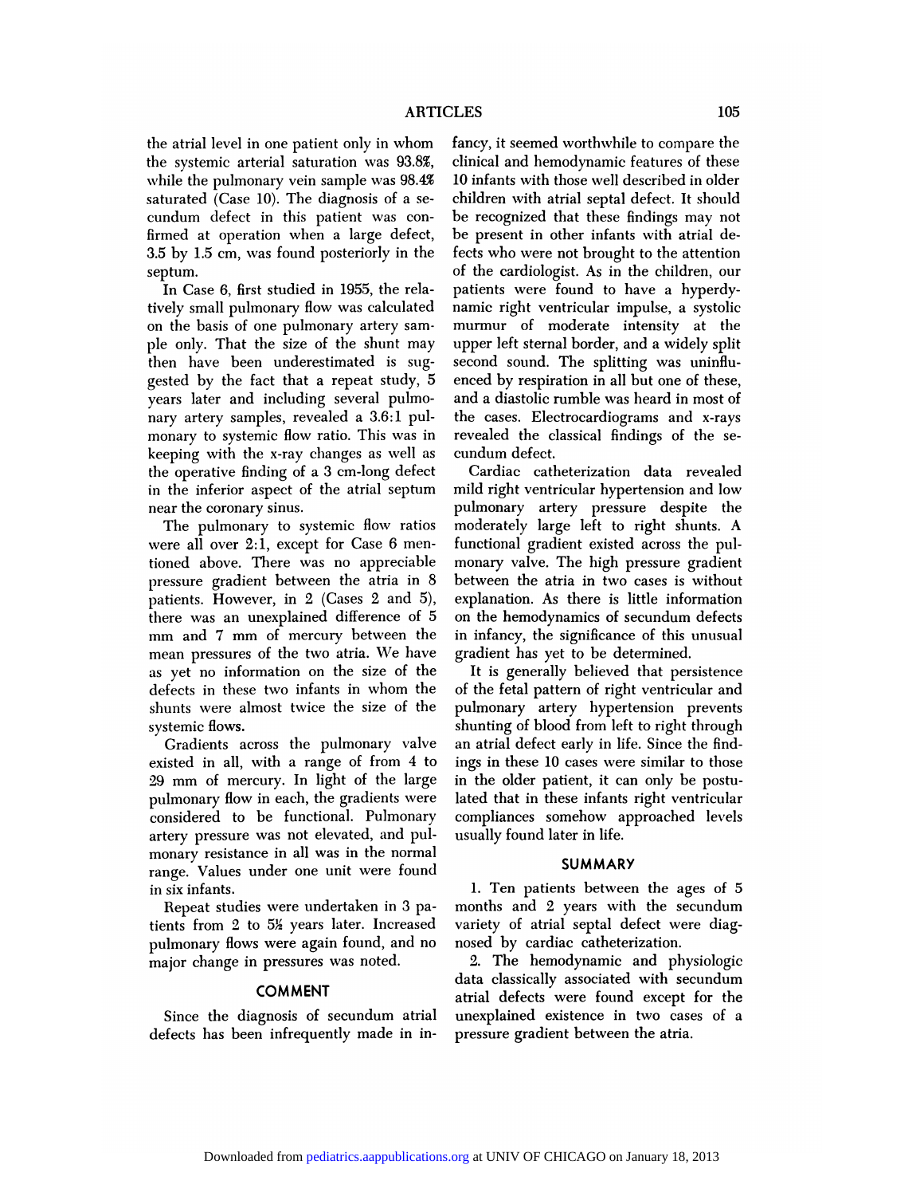the atrial level in one patient only in whom the systemic arterial saturation was 93.8%, while the pulmonary vein sample was 98.4% saturated (Case 10). The diagnosis of a secundum defect in this patient was confirmed at operation when a large defect, 3.5 by 1.5 cm, was found posteriorly in the septum.

In Case 6, first studied in 1955, the relatively small pulmonary flow was calculated on the basis of one pulmonary artery sample only. That the size of the shunt may then have been underestimated is suggested by the fact that a repeat study, 5 years later and including several pulmonary artery samples, revealed a 3.6:1 pulmonary to systemic flow ratio. This was in keeping with the x-ray changes as well as the operative finding of a 3 cm-long defect in the inferior aspect of the atrial septum near the coronary sinus.

The pulmonary to systemic flow ratios were all over 2:1, except for Case 6 mentioned above. There was no appreciable pressure gradient between the atria in 8 patients. However, in 2 (Cases 2 and 5), there was an unexplained difference of 5 mm and 7 mm of mercury between the mean pressures of the two atria. We have as yet no information on the size of the defects in these two infants in whom the shunts were almost twice the size of the systemic flows.

Gradients across the pulmonary valve existed in all, with a range of from 4 to 29 mm of mercury. In light of the large pulmonary flow in each, the gradients were considered to be functional. Pulmonary artery pressure was not elevated, and pulmonary resistance in all was in the normal range. Values under one unit were found in six infants.

Repeat studies were undertaken in 3 patients from 2 to 5½ years later. Increased pulmonary flows were again found, and no major change in pressures was noted.

## COMMENT

Since the diagnosis of secundum atrial defects has been infrequently made in infancy, it seemed worthwhile to compare the clinical and hemodynamic features of these 10 infants with those well described in older children with atrial septal defect. It should be recognized that these findings may not be present in other infants with atrial defects who were not brought to the attention of the cardiologist. As in the children, our patients were found to have a hyperdynamic right ventricular impulse, a systolic murmur of moderate intensity at the upper left sternal border, and a widely split second sound. The splitting was uninfluenced by respiration in all but one of these, and a diastolic rumble was heard in most of the cases. Electrocardiograms and x-rays revealed the classical findings of the secundum defect.

Cardiac catheterization data revealed mild right ventricular hypertension and low pulmonary artery pressure despite the moderately large left to right shunts. A functional gradient existed across the pulmonary valve. The high pressure gradient between the atria in two cases is without explanation. As there is little information on the hemodynamics of secundum defects in infancy, the significance of this unusual gradient has yet to be determined.

It is generally believed that persistence of the fetal pattern of right ventricular and pulmonary artery hypertension prevents shunting of blood from left to right through an atrial defect early in life. Since the findings in these 10 cases were similar to those in the older patient, it can only be postulated that in these infants right ventricular compliances somehow approached levels usually found later in life.

## SUMMARY

1. Ten patients between the ages of 5 months and 2 years with the secundum variety of atrial septal defect were diagnosed by cardiac catheterization.

2. The hemodynamic and physiologic data classically associated with secundum atrial defects were found except for the unexplained existence in two cases of a pressure gradient between the atria.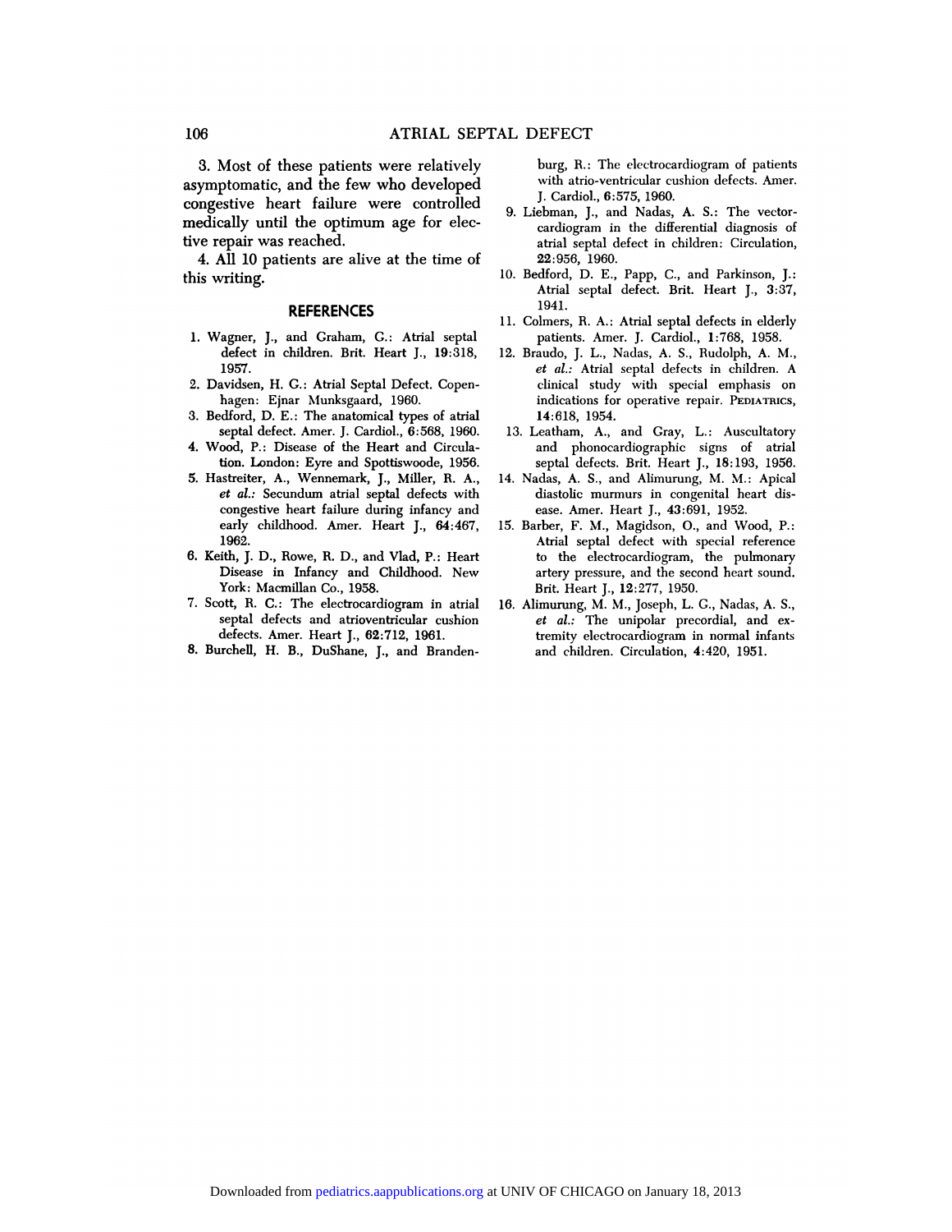3. Most of these patients were relatively asymptomatic, and the few who developed congestive heart failure were controlled medically until the optimum age for elective repair was reached.

4. All 10 patients are alive at the time of this writing.

## REFERENCES

1. Wagner, J., and Graham, G.: Atrial septal defect in children. Brit. Heart J., **19**:318, 1957.
2. Davidsen, H. G.: Atrial Septal Defect. Copenhagen: Ejnar Munksgaard, 1960.
3. Bedford, D. E.: The anatomical types of atrial septal defect. Amer. J. Cardiol., **6**:568, 1960.
4. Wood, P.: Disease of the Heart and Circulation. London: Eyre and Spottiswoode, 1956.
5. Hastreiter, A., Wennemark, J., Miller, R. A., *et al.*: Secundum atrial septal defects with congestive heart failure during infancy and early childhood. Amer. Heart J., **64**:467, 1962.
6. Keith, J. D., Rowe, R. D., and Vlad, P.: Heart Disease in Infancy and Childhood. New York: Macmillan Co., 1958.
7. Scott, R. C.: The electrocardiogram in atrial septal defects and atrioventricular cushion defects. Amer. Heart J., **62**:712, 1961.
8. Burchell, H. B., DuShane, J., and Brandenburg, R.: The electrocardiogram of patients with atrio-ventricular cushion defects. Amer. J. Cardiol., **6**:575, 1960.
9. Liebman, J., and Nadas, A. S.: The vectorcardiogram in the differential diagnosis of atrial septal defect in children: Circulation, **22**:956, 1960.
10. Bedford, D. E., Papp, C., and Parkinson, J.: Atrial septal defect. Brit. Heart J., **3**:37, 1941.
11. Colmers, R. A.: Atrial septal defects in elderly patients. Amer. J. Cardiol., **1**:768, 1958.
12. Braudo, J. L., Nadas, A. S., Rudolph, A. M., *et al.*: Atrial septal defects in children. A clinical study with special emphasis on indications for operative repair. PEDIATRICS, **14**:618, 1954.
13. Leatham, A., and Gray, L.: Auscultatory and phonocardiographic signs of atrial septal defects. Brit. Heart J., **18**:193, 1956.
14. Nadas, A. S., and Alimurung, M. M.: Apical diastolic murmurs in congenital heart disease. Amer. Heart J., **43**:691, 1952.
15. Barber, F. M., Magidson, O., and Wood, P.: Atrial septal defect with special reference to the electrocardiogram, the pulmonary artery pressure, and the second heart sound. Brit. Heart J., **12**:277, 1950.
16. Alimurung, M. M., Joseph, L. G., Nadas, A. S., *et al.*: The unipolar precordial, and extremity electrocardiogram in normal infants and children. Circulation, **4**:420, 1951.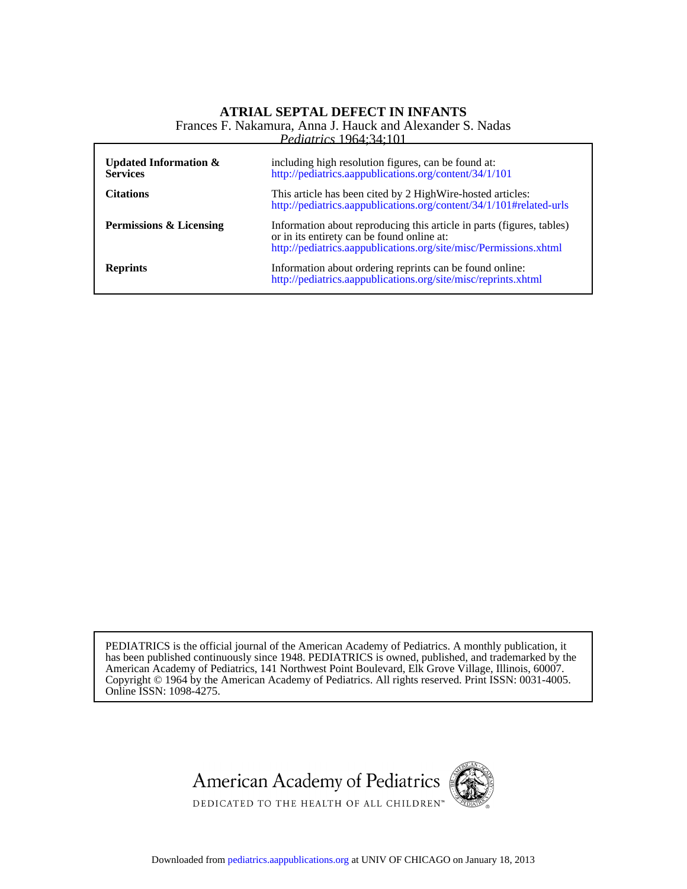# ATRIAL SEPTAL DEFECT IN INFANTS

Frances F. Nakamura, Anna J. Hauck and Alexander S. Nadas

*Pediatrics* 1964;34;101

| | |
|---|---|
| **Updated Information & Services** | including high resolution figures, can be found at: http://pediatrics.aappublications.org/content/34/1/101 |
| **Citations** | This article has been cited by 2 HighWire-hosted articles: http://pediatrics.aappublications.org/content/34/1/101#related-urls |
| **Permissions & Licensing** | Information about reproducing this article in parts (figures, tables) or in its entirety can be found online at: http://pediatrics.aappublications.org/site/misc/Permissions.xhtml |
| **Reprints** | Information about ordering reprints can be found online: http://pediatrics.aappublications.org/site/misc/reprints.xhtml |

PEDIATRICS is the official journal of the American Academy of Pediatrics. A monthly publication, it has been published continuously since 1948. PEDIATRICS is owned, published, and trademarked by the American Academy of Pediatrics, 141 Northwest Point Boulevard, Elk Grove Village, Illinois, 60007. Copyright © 1964 by the American Academy of Pediatrics. All rights reserved. Print ISSN: 0031-4005. Online ISSN: 1098-4275.

American Academy of Pediatrics

DEDICATED TO THE HEALTH OF ALL CHILDREN™

Downloaded from pediatrics.aappublications.org at UNIV OF CHICAGO on January 18, 2013